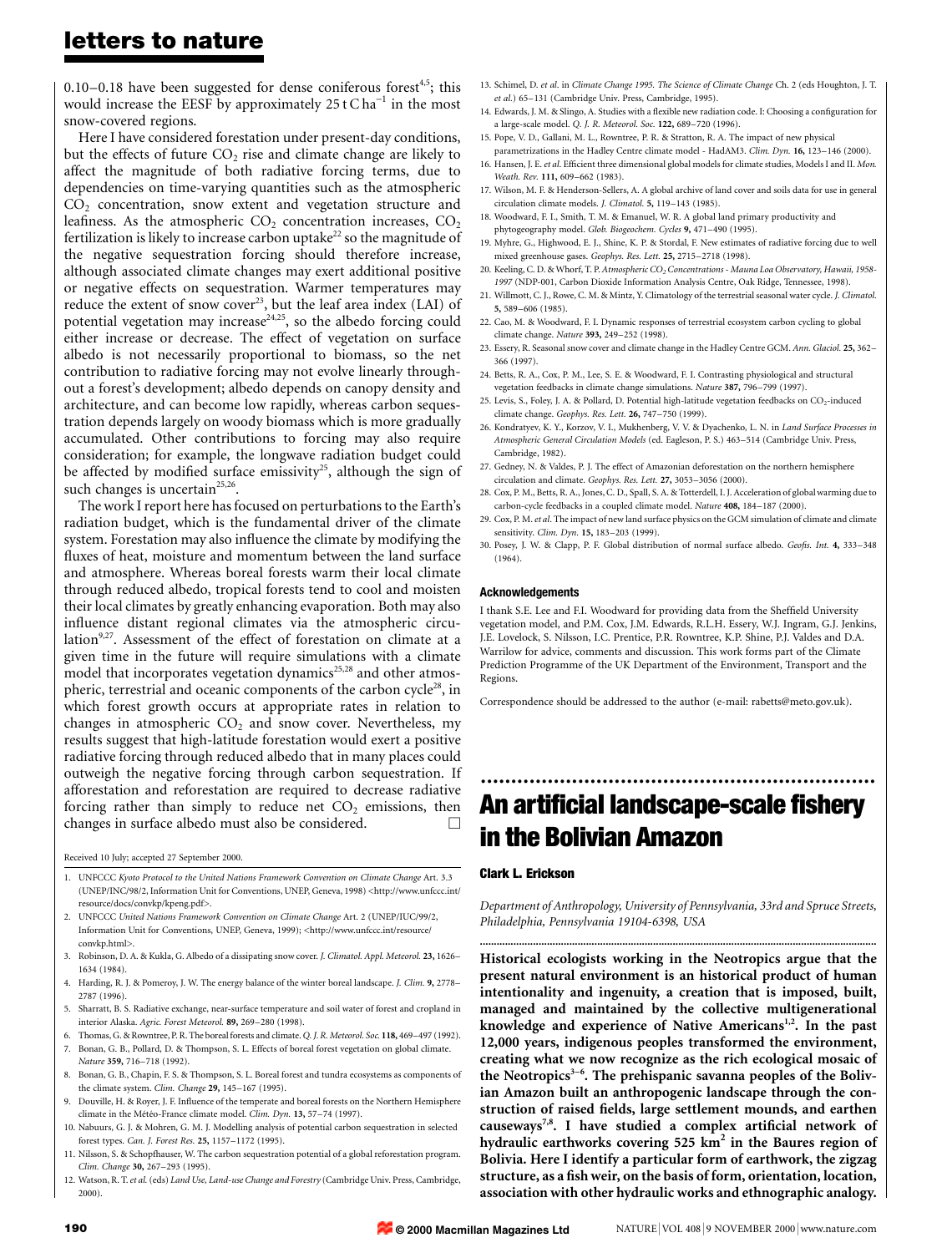0.10–0.18 have been suggested for dense coniferous forest[4,5]; this would increase the EESF by approximately 25 t C $ha^{-1}$ in the most snow-covered regions.

Here I have considered forestation under present-day conditions, but the effects of future $CO_2$ rise and climate change are likely to affect the magnitude of both radiative forcing terms, due to dependencies on time-varying quantities such as the atmospheric $CO_2$ concentration, snow extent and vegetation structure and leafiness. As the atmospheric $CO_2$ concentration increases, $CO_2$ fertilization is likely to increase carbon uptake[22] so the magnitude of the negative sequestration forcing should therefore increase, although associated climate changes may exert additional positive or negative effects on sequestration. Warmer temperatures may reduce the extent of snow cover[23], but the leaf area index (LAI) of potential vegetation may increase[24,25], so the albedo forcing could either increase or decrease. The effect of vegetation on surface albedo is not necessarily proportional to biomass, so the net contribution to radiative forcing may not evolve linearly throughout a forest's development; albedo depends on canopy density and architecture, and can become low rapidly, whereas carbon sequestration depends largely on woody biomass which is more gradually accumulated. Other contributions to forcing may also require consideration; for example, the longwave radiation budget could be affected by modified surface emissivity[25], although the sign of such changes is uncertain[25,26].

The work I report here has focused on perturbations to the Earth's radiation budget, which is the fundamental driver of the climate system. Forestation may also influence the climate by modifying the fluxes of heat, moisture and momentum between the land surface and atmosphere. Whereas boreal forests warm their local climate through reduced albedo, tropical forests tend to cool and moisten their local climates by greatly enhancing evaporation. Both may also influence distant regional climates via the atmospheric circulation[9,27]. Assessment of the effect of forestation on climate at a given time in the future will require simulations with a climate model that incorporates vegetation dynamics[25,28] and other atmospheric, terrestrial and oceanic components of the carbon cycle[28], in which forest growth occurs at appropriate rates in relation to changes in atmospheric $CO_2$ and snow cover. Nevertheless, my results suggest that high-latitude forestation would exert a positive radiative forcing through reduced albedo that in many places could outweigh the negative forcing through carbon sequestration. If afforestation and reforestation are required to decrease radiative forcing rather than simply to reduce net $CO_2$ emissions, then changes in surface albedo must also be considered. □

Received 10 July; accepted 27 September 2000.

1. UNFCCC *Kyoto Protocol to the United Nations Framework Convention on Climate Change* Art. 3.3 (UNEP/INC/98/2, Information Unit for Conventions, UNEP, Geneva, 1998) <http://www.unfccc.int/resource/docs/convkp/kpeng.pdf>.
2. UNFCCC *United Nations Framework Convention on Climate Change* Art. 2 (UNEP/IUC/99/2, Information Unit for Conventions, UNEP, Geneva, 1999); <http://www.unfccc.int/resource/convkp.html>.
3. Robinson, D. A. & Kukla, G. Albedo of a dissipating snow cover. *J. Climatol. Appl. Meteorol.* **23,** 1626–1634 (1984).
4. Harding, R. J. & Pomeroy, J. W. The energy balance of the winter boreal landscape. *J. Clim.* **9,** 2778–2787 (1996).
5. Sharratt, B. S. Radiative exchange, near-surface temperature and soil water of forest and cropland in interior Alaska. *Agric. Forest Meteorol.* **89,** 269–280 (1998).
6. Thomas, G. & Rowntree, P. R. The boreal forests and climate. *Q. J. R. Meteorol. Soc.* **118,** 469–497 (1992).
7. Bonan, G. B., Pollard, D. & Thompson, S. L. Effects of boreal forest vegetation on global climate. *Nature* **359,** 716–718 (1992).
8. Bonan, G. B., Chapin, F. S. & Thompson, S. L. Boreal forest and tundra ecosystems as components of the climate system. *Clim. Change* **29,** 145–167 (1995).
9. Douville, H. & Royer, J. F. Influence of the temperate and boreal forests on the Northern Hemisphere climate in the Météo-France climate model. *Clim. Dyn.* **13,** 57–74 (1997).
10. Nabuurs, G. J. & Mohren, G. M. J. Modelling analysis of potential carbon sequestration in selected forest types. *Can. J. Forest Res.* **25,** 1157–1172 (1995).
11. Nilsson, S. & Schopfhauser, W. The carbon sequestration potential of a global reforestation program. *Clim. Change* **30,** 267–293 (1995).
12. Watson, R. T. *et al.* (eds) *Land Use, Land-use Change and Forestry* (Cambridge Univ. Press, Cambridge, 2000).
13. Schimel, D. *et al.* in *Climate Change 1995. The Science of Climate Change* Ch. 2 (eds Houghton, J. T. *et al.*) 65–131 (Cambridge Univ. Press, Cambridge, 1995).
14. Edwards, J. M. & Slingo, A. Studies with a flexible new radiation code. I: Choosing a configuration for a large-scale model. *Q. J. R. Meteorol. Soc.* **122,** 689–720 (1996).
15. Pope, V. D., Gallani, M. L., Rowntree, P. R. & Stratton, R. A. The impact of new physical parametrizations in the Hadley Centre climate model - HadAM3. *Clim. Dyn.* **16,** 123–146 (2000).
16. Hansen, J. E. *et al.* Efficient three dimensional global models for climate studies, Models I and II. *Mon. Weath. Rev.* **111,** 609–662 (1983).
17. Wilson, M. F. & Henderson-Sellers, A. A global archive of land cover and soils data for use in general circulation climate models. *J. Climatol.* **5,** 119–143 (1985).
18. Woodward, F. I., Smith, T. M. & Emanuel, W. R. A global land primary productivity and phytogeography model. *Glob. Biogeochem. Cycles* **9,** 471–490 (1995).
19. Myhre, G., Highwood, E. J., Shine, K. P. & Stordal, F. New estimates of radiative forcing due to well mixed greenhouse gases. *Geophys. Res. Lett.* **25,** 2715–2718 (1998).
20. Keeling, C. D. & Whorf, T. P. *Atmospheric $CO_2$ Concentrations - Mauna Loa Observatory, Hawaii, 1958-1997* (NDP-001, Carbon Dioxide Information Analysis Centre, Oak Ridge, Tennessee, 1998).
21. Willmott, C. J., Rowe, C. M. & Mintz, Y. Climatology of the terrestrial seasonal water cycle. *J. Climatol.* **5,** 589–606 (1985).
22. Cao, M. & Woodward, F. I. Dynamic responses of terrestrial ecosystem carbon cycling to global climate change. *Nature* **393,** 249–252 (1998).
23. Essery, R. Seasonal snow cover and climate change in the Hadley Centre GCM. *Ann. Glaciol.* **25,** 362–366 (1997).
24. Betts, R. A., Cox, P. M., Lee, S. E. & Woodward, F. I. Contrasting physiological and structural vegetation feedbacks in climate change simulations. *Nature* **387,** 796–799 (1997).
25. Levis, S., Foley, J. A. & Pollard, D. Potential high-latitude vegetation feedbacks on $CO_2$-induced climate change. *Geophys. Res. Lett.* **26,** 747–750 (1999).
26. Kondratyev, K. Y., Korzov, V. I., Mukhenberg, V. V. & Dyachenko, L. N. in *Land Surface Processes in Atmospheric General Circulation Models* (ed. Eagleson, P. S.) 463–514 (Cambridge Univ. Press, Cambridge, 1982).
27. Gedney, N. & Valdes, P. J. The effect of Amazonian deforestation on the northern hemisphere circulation and climate. *Geophys. Res. Lett.* **27,** 3053–3056 (2000).
28. Cox, P. M., Betts, R. A., Jones, C. D., Spall, S. A. & Totterdell, I. J. Acceleration of global warming due to carbon-cycle feedbacks in a coupled climate model. *Nature* **408,** 184–187 (2000).
29. Cox, P. M. *et al.* The impact of new land surface physics on the GCM simulation of climate and climate sensitivity. *Clim. Dyn.* **15,** 183–203 (1999).
30. Posey, J. W. & Clapp, P. F. Global distribution of normal surface albedo. *Geofis. Int.* **4,** 333–348 (1964).

### Acknowledgements

I thank S.E. Lee and F.I. Woodward for providing data from the Sheffield University vegetation model, and P.M. Cox, J.M. Edwards, R.L.H. Essery, W.J. Ingram, G.J. Jenkins, J.E. Lovelock, S. Nilsson, I.C. Prentice, P.R. Rowntree, K.P. Shine, P.J. Valdes and D.A. Warrilow for advice, comments and discussion. This work forms part of the Climate Prediction Programme of the UK Department of the Environment, Transport and the Regions.

Correspondence should be addressed to the author (e-mail: rabetts@meto.gov.uk).

# An artificial landscape-scale fishery in the Bolivian Amazon

**Clark L. Erickson**

*Department of Anthropology, University of Pennsylvania, 33rd and Spruce Streets, Philadelphia, Pennsylvania 19104-6398, USA*

**Historical ecologists working in the Neotropics argue that the present natural environment is an historical product of human intentionality and ingenuity, a creation that is imposed, built, managed and maintained by the collective multigenerational knowledge and experience of Native Americans[1,2]. In the past 12,000 years, indigenous peoples transformed the environment, creating what we now recognize as the rich ecological mosaic of the Neotropics[3–6]. The prehispanic savanna peoples of the Bolivian Amazon built an anthropogenic landscape through the construction of raised fields, large settlement mounds, and earthen causeways[7,8]. I have studied a complex artificial network of hydraulic earthworks covering 525 $km^2$ in the Baures region of Bolivia. Here I identify a particular form of earthwork, the zigzag structure, as a fish weir, on the basis of form, orientation, location, association with other hydraulic works and ethnographic analogy.**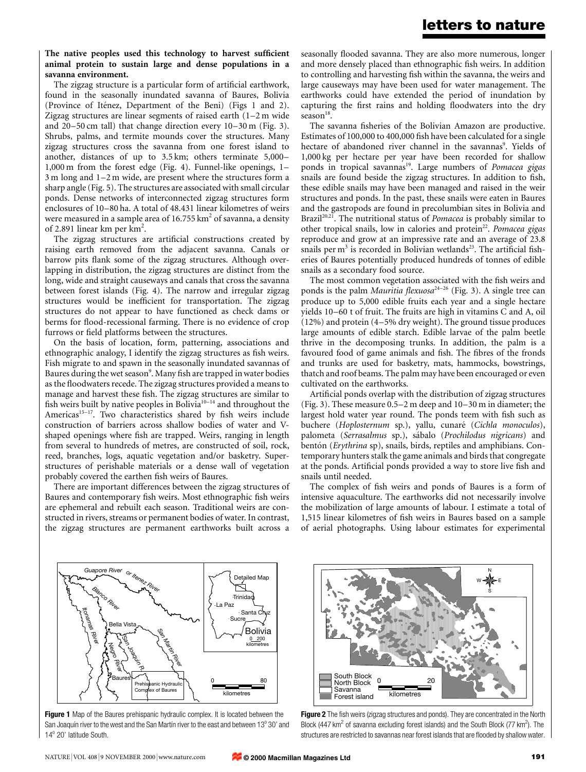**The native peoples used this technology to harvest sufficient animal protein to sustain large and dense populations in a savanna environment.**

The zigzag structure is a particular form of artificial earthwork, found in the seasonally inundated savanna of Baures, Bolivia (Province of Iténez, Department of the Beni) (Figs 1 and 2). Zigzag structures are linear segments of raised earth (1–2 m wide and 20–50 cm tall) that change direction every 10–30 m (Fig. 3). Shrubs, palms, and termite mounds cover the structures. Many zigzag structures cross the savanna from one forest island to another, distances of up to 3.5 km; others terminate 5,000–1,000 m from the forest edge (Fig. 4). Funnel-like openings, 1–3 m long and 1–2 m wide, are present where the structures form a sharp angle (Fig. 5). The structures are associated with small circular ponds. Dense networks of interconnected zigzag structures form enclosures of 10–80 ha. A total of 48.431 linear kilometres of weirs were measured in a sample area of 16.755 km$^2$ of savanna, a density of 2.891 linear km per km$^2$.

The zigzag structures are artificial constructions created by raising earth removed from the adjacent savanna. Canals or barrow pits flank some of the zigzag structures. Although overlapping in distribution, the zigzag structures are distinct from the long, wide and straight causeways and canals that cross the savanna between forest islands (Fig. 4). The narrow and irregular zigzag structures would be inefficient for transportation. The zigzag structures do not appear to have functioned as check dams or berms for flood-recessional farming. There is no evidence of crop furrows or field platforms between the structures.

On the basis of location, form, patterning, associations and ethnographic analogy, I identify the zigzag structures as fish weirs. Fish migrate to and spawn in the seasonally inundated savannas of Baures during the wet season[9]. Many fish are trapped in water bodies as the floodwaters recede. The zigzag structures provided a means to manage and harvest these fish. The zigzag structures are similar to fish weirs built by native peoples in Bolivia[10–14] and throughout the Americas[15–17]. Two characteristics shared by fish weirs include construction of barriers across shallow bodies of water and V-shaped openings where fish are trapped. Weirs, ranging in length from several to hundreds of metres, are constructed of soil, rock, reed, branches, logs, aquatic vegetation and/or basketry. Superstructures of perishable materials or a dense wall of vegetation probably covered the earthen fish weirs of Baures.

There are important differences between the zigzag structures of Baures and contemporary fish weirs. Most ethnographic fish weirs are ephemeral and rebuilt each season. Traditional weirs are constructed in rivers, streams or permanent bodies of water. In contrast, the zigzag structures are permanent earthworks built across a seasonally flooded savanna. They are also more numerous, longer and more densely placed than ethnographic fish weirs. In addition to controlling and harvesting fish within the savanna, the weirs and large causeways may have been used for water management. The earthworks could have extended the period of inundation by capturing the first rains and holding floodwaters into the dry season[18].

The savanna fisheries of the Bolivian Amazon are productive. Estimates of 100,000 to 400,000 fish have been calculated for a single hectare of abandoned river channel in the savannas[9]. Yields of 1,000 kg per hectare per year have been recorded for shallow ponds in tropical savannas[19]. Large numbers of *Pomacea gigas* snails are found beside the zigzag structures. In addition to fish, these edible snails may have been managed and raised in the weir structures and ponds. In the past, these snails were eaten in Baures and the gastropods are found in precolumbian sites in Bolivia and Brazil[20,21]. The nutritional status of *Pomacea* is probably similar to other tropical snails, low in calories and protein[22]. *Pomacea gigas* reproduce and grow at an impressive rate and an average of 23.8 snails per m$^3$ is recorded in Bolivian wetlands[23]. The artificial fisheries of Baures potentially produced hundreds of tonnes of edible snails as a secondary food source.

The most common vegetation associated with the fish weirs and ponds is the palm *Mauritia flexuosa*[24–26] (Fig. 3). A single tree can produce up to 5,000 edible fruits each year and a single hectare yields 10–60 t of fruit. The fruits are high in vitamins C and A, oil (12%) and protein (4–5% dry weight). The ground tissue produces large amounts of edible starch. Edible larvae of the palm beetle thrive in the decomposing trunks. In addition, the palm is a favoured food of game animals and fish. The fibres of the fronds and trunks are used for basketry, mats, hammocks, bowstrings, thatch and roof beams. The palm may have been encouraged or even cultivated on the earthworks.

Artificial ponds overlap with the distribution of zigzag structures (Fig. 3). These measure 0.5–2 m deep and 10–30 m in diameter; the largest hold water year round. The ponds teem with fish such as buchere (*Hoplosternum* sp.), yallu, cunaré (*Cichla monoculos*), palometa (*Serrasalmus* sp.), sábalo (*Prochilodus nigricans*) and bentón (*Erythrina* sp), snails, birds, reptiles and amphibians. Contemporary hunters stalk the game animals and birds that congregate at the ponds. Artificial ponds provided a way to store live fish and snails until needed.

The complex of fish weirs and ponds of Baures is a form of intensive aquaculture. The earthworks did not necessarily involve the mobilization of large amounts of labour. I estimate a total of 1,515 linear kilometres of fish weirs in Baures based on a sample of aerial photographs. Using labour estimates for experimental

**Figure 1** Map of the Baures prehispanic hydraulic complex. It is located between the San Joaquín river to the west and the San Martín river to the east and between 13° 30' and 14° 20' latitude South.

**Figure 2** The fish weirs (zigzag structures and ponds). They are concentrated in the North Block (447 km$^2$ of savanna excluding forest islands) and the South Block (77 km$^2$). The structures are restricted to savannas near forest islands that are flooded by shallow water.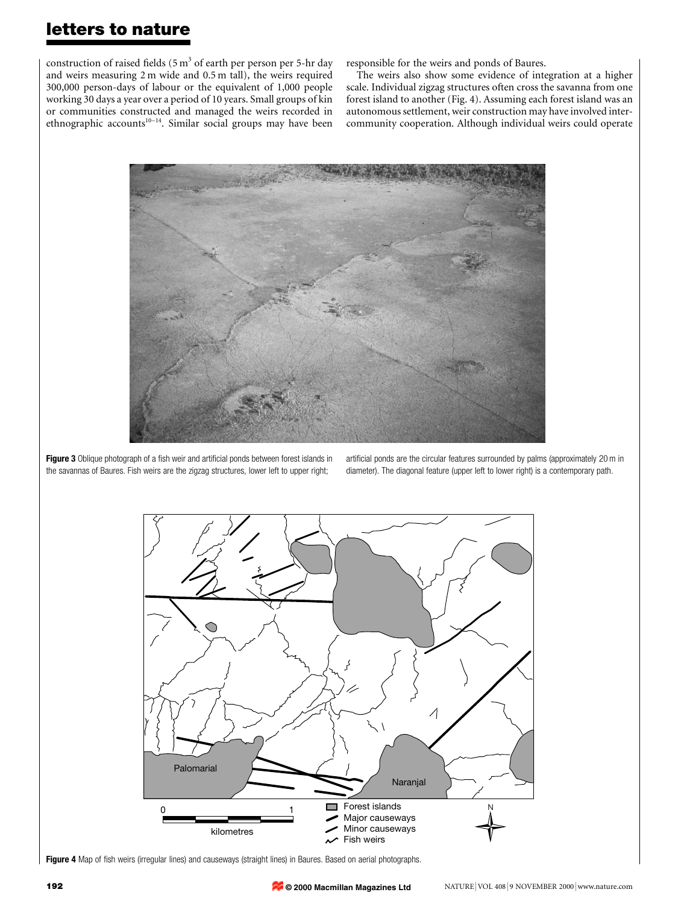construction of raised fields (5 $m^3$ of earth per person per 5-hr day and weirs measuring 2 m wide and 0.5 m tall), the weirs required 300,000 person-days of labour or the equivalent of 1,000 people working 30 days a year over a period of 10 years. Small groups of kin or communities constructed and managed the weirs recorded in ethnographic accounts[10–14]. Similar social groups may have been responsible for the weirs and ponds of Baures.

The weirs also show some evidence of integration at a higher scale. Individual zigzag structures often cross the savanna from one forest island to another (Fig. 4). Assuming each forest island was an autonomous settlement, weir construction may have involved inter-community cooperation. Although individual weirs could operate

**Figure 3** Oblique photograph of a fish weir and artificial ponds between forest islands in the savannas of Baures. Fish weirs are the zigzag structures, lower left to upper right; artificial ponds are the circular features surrounded by palms (approximately 20 m in diameter). The diagonal feature (upper left to lower right) is a contemporary path.

**Figure 4** Map of fish weirs (irregular lines) and causeways (straight lines) in Baures. Based on aerial photographs.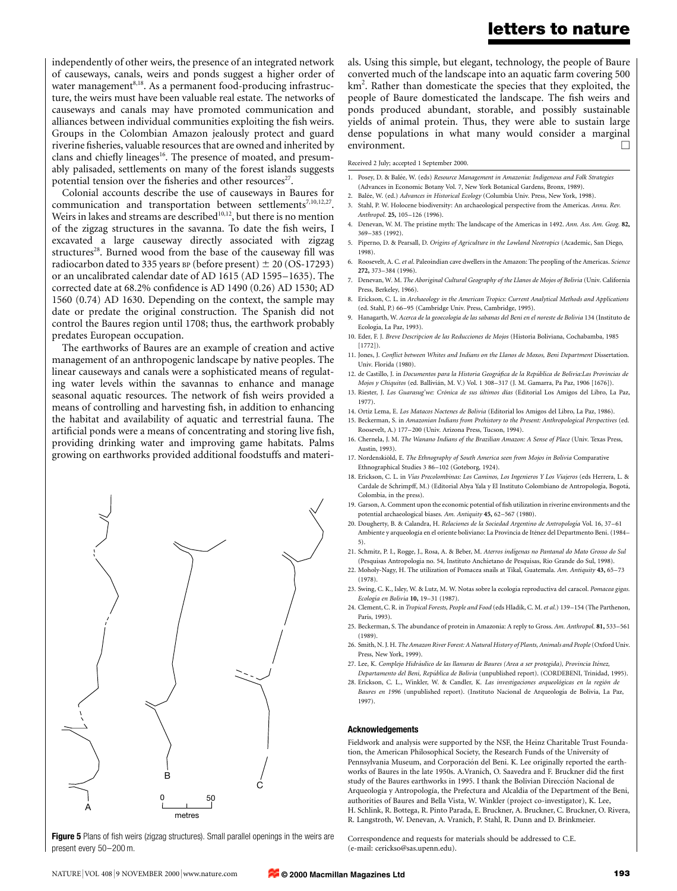independently of other weirs, the presence of an integrated network of causeways, canals, weirs and ponds suggest a higher order of water management[8,18]. As a permanent food-producing infrastructure, the weirs must have been valuable real estate. The networks of causeways and canals may have promoted communication and alliances between individual communities exploiting the fish weirs. Groups in the Colombian Amazon jealously protect and guard riverine fisheries, valuable resources that are owned and inherited by clans and chiefly lineages[16]. The presence of moated, and presumably palisaded, settlements on many of the forest islands suggests potential tension over the fisheries and other resources[27].

Colonial accounts describe the use of causeways in Baures for communication and transportation between settlements[7,10,12,27]. Weirs in lakes and streams are described[10,12], but there is no mention of the zigzag structures in the savanna. To date the fish weirs, I excavated a large causeway directly associated with zigzag structures[28]. Burned wood from the base of the causeway fill was radiocarbon dated to 335 years BP (before present) $\pm$ 20 (OS-17293) or an uncalibrated calendar date of AD 1615 (AD 1595–1635). The corrected date at 68.2% confidence is AD 1490 (0.26) AD 1530; AD 1560 (0.74) AD 1630. Depending on the context, the sample may date or predate the original construction. The Spanish did not control the Baures region until 1708; thus, the earthwork probably predates European occupation.

The earthworks of Baures are an example of creation and active management of an anthropogenic landscape by native peoples. The linear causeways and canals were a sophisticated means of regulating water levels within the savannas to enhance and manage seasonal aquatic resources. The network of fish weirs provided a means of controlling and harvesting fish, in addition to enhancing the habitat and availability of aquatic and terrestrial fauna. The artificial ponds were a means of concentrating and storing live fish, providing drinking water and improving game habitats. Palms growing on earthworks provided additional foodstuffs and materials. Using this simple, but elegant, technology, the people of Baure converted much of the landscape into an aquatic farm covering 500 km$^2$. Rather than domesticate the species that they exploited, the people of Baure domesticated the landscape. The fish weirs and ponds produced abundant, storable, and possibly sustainable yields of animal protein. Thus, they were able to sustain large dense populations in what many would consider a marginal environment. □

A

B

C

0

50

metres

**Figure 5** Plans of fish weirs (zigzag structures). Small parallel openings in the weirs are present every 50–200 m.

Received 2 July; accepted 1 September 2000.

1. Posey, D. & Balée, W. (eds) *Resource Management in Amazonia: Indigenous and Folk Strategies* (Advances in Economic Botany Vol. 7, New York Botanical Gardens, Bronx, 1989).
2. Balée, W. (ed.) *Advances in Historical Ecology* (Columbia Univ. Press, New York, 1998).
3. Stahl, P. W. Holocene biodiversity: An archaeological perspective from the Americas. *Annu. Rev. Anthropol.* **25,** 105–126 (1996).
4. Denevan, W. M. The pristine myth: The landscape of the Americas in 1492. *Ann. Ass. Am. Geog.* **82,** 369–385 (1992).
5. Piperno, D. & Pearsall, D. *Origins of Agriculture in the Lowland Neotropics* (Academic, San Diego, 1998).
6. Roosevelt, A. C. *et al.* Paleoindian cave dwellers in the Amazon: The peopling of the Americas. *Science* **272,** 373–384 (1996).
7. Denevan, W. M. *The Aboriginal Cultural Geography of the Llanos de Mojos of Bolivia* (Univ. California Press, Berkeley, 1966).
8. Erickson, C. L. in *Archaeology in the American Tropics: Current Analytical Methods and Applications* (ed. Stahl, P.) 66–95 (Cambridge Univ. Press, Cambridge, 1995).
9. Hanagarth, W. *Acerca de la geoecología de las sabanas del Beni en el noreste de Bolivia* 134 (Instituto de Ecología, La Paz, 1993).
10. Eder, F. J. *Breve Descripcion de las Reducciones de Mojos* (Historia Boliviana, Cochabamba, 1985 [1772]).
11. Jones, J. *Conflict between Whites and Indians on the Llanos de Moxos, Beni Department* Dissertation. Univ. Florida (1980).
12. de Castillo, J. in *Documentos para la Historia Geográfica de la República de Bolivia:Las Provincias de Mojos y Chiquitos* (ed. Ballivián, M. V.) Vol. 1 308–317 (J. M. Gamarra, Pa Paz, 1906 [1676]).
13. Riester, J. *Los Guarasug'we: Crónica de sus últimos dias* (Editorial Los Amigos del Libro, La Paz, 1977).
14. Ortiz Lema, E. *Los Matacos Noctenes de Bolivia* (Editorial los Amigos del Libro, La Paz, 1986).
15. Beckerman, S. in *Amazonian Indians from Prehistory to the Present: Anthropological Perspectives* (ed. Roosevelt, A.) 177–200 (Univ. Arizona Press, Tucson, 1994).
16. Chernela, J. M. *The Wanano Indians of the Brazilian Amazon: A Sense of Place* (Univ. Texas Press, Austin, 1993).
17. Nordenskiöld, E. *The Ethnography of South America seen from Mojos in Bolivia* Comparative Ethnographical Studies 3 86–102 (Goteborg, 1924).
18. Erickson, C. L. in *Vías Precolombinas: Los Caminos, Los Ingenieros Y Los Viajeros* (eds Herrera, L. & Cardale de Schrimpff, M.) (Editorial Abya Yala y El Instituto Colombiano de Antropología, Bogotá, Colombia, in the press).
19. Garson, A. Comment upon the economic potential of fish utilization in riverine environments and the potential archaeological biases. *Am. Antiquity* **45,** 62–567 (1980).
20. Dougherty, B. & Calandra, H. *Relaciones de la Sociedad Argentino de Antropología* Vol. 16, 37–61 Ambiente y arqueología en el oriente boliviano: La Provincia de Iténez del Departamento Beni. (1984–5).
21. Schmitz, P. I., Rogge, J., Rosa, A. & Beber, M. *Aterros indígenas no Pantanal do Mato Grosso do Sul* (Pesquisas Antropologia no. 54, Instituto Anchietano de Pesquisas, Rio Grande do Sul, 1998).
22. Moholy-Nagy, H. The utilization of Pomacea snails at Tikal, Guatemala. *Am. Antiquity* **43,** 65–73 (1978).
23. Swing, C. K., Isley, W. & Lutz, M. W. Notas sobre la ecología reproductiva del caracol. *Pomacea gigas. Ecología en Bolivia* **10,** 19–31 (1987).
24. Clement, C. R. in *Tropical Forests, People and Food* (eds Hladik, C. M. *et al.*) 139–154 (The Parthenon, Paris, 1993).
25. Beckerman, S. The abundance of protein in Amazonia: A reply to Gross. *Am. Anthropol.* **81,** 533–561 (1989).
26. Smith, N. J. H. *The Amazon River Forest: A Natural History of Plants, Animals and People* (Oxford Univ. Press, New York, 1999).
27. Lee, K. *Complejo Hidráulico de las llanuras de Baures (Area a ser protegida), Provincia Iténez, Departamento del Beni, República de Bolivia* (unpublished report). (CORDEBENI, Trinidad, 1995).
28. Erickson, C. L., Winkler, W. & Candler, K. *Las investigaciones arqueológicas en la región de Baures en 1996* (unpublished report). (Instituto Nacional de Arqueología de Bolivia, La Paz, 1997).

### Acknowledgements

Fieldwork and analysis were supported by the NSF, the Heinz Charitable Trust Foundation, the American Philosophical Society, the Research Funds of the University of Pennsylvania Museum, and Corporación del Beni. K. Lee originally reported the earthworks of Baures in the late 1950s. A.Vranich, O. Saavedra and F. Bruckner did the first study of the Baures earthworks in 1995. I thank the Bolivian Dirección Nacional de Arqueología y Antropología, the Prefectura and Alcaldia of the Department of the Beni, authorities of Baures and Bella Vista, W. Winkler (project co-investigator), K. Lee, H. Schlink, R. Bottega, R. Pinto Parada, E. Bruckner, A. Bruckner, C. Bruckner, O. Rivera, R. Langstroth, W. Denevan, A. Vranich, P. Stahl, R. Dunn and D. Brinkmeier.

Correspondence and requests for materials should be addressed to C.E. (e-mail: cerickso@sas.upenn.edu).